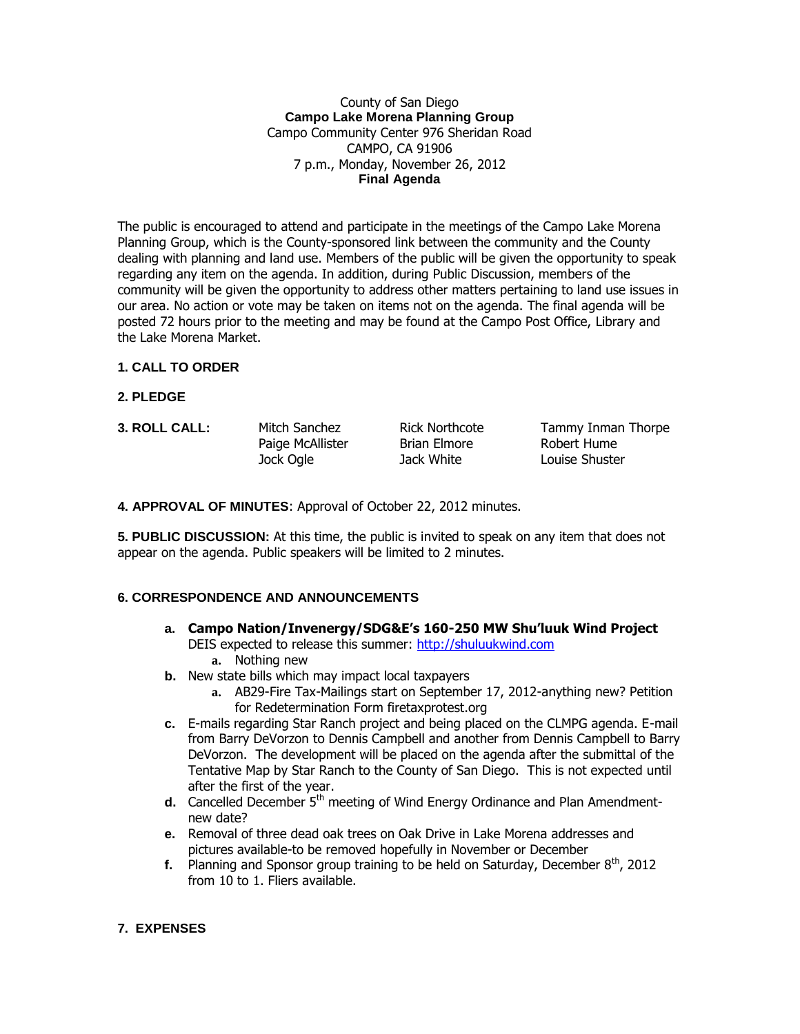County of San Diego
**Campo Lake Morena Planning Group**
Campo Community Center 976 Sheridan Road
CAMPO, CA 91906
7 p.m., Monday, November 26, 2012
**Final Agenda**

The public is encouraged to attend and participate in the meetings of the Campo Lake Morena Planning Group, which is the County-sponsored link between the community and the County dealing with planning and land use. Members of the public will be given the opportunity to speak regarding any item on the agenda. In addition, during Public Discussion, members of the community will be given the opportunity to address other matters pertaining to land use issues in our area. No action or vote may be taken on items not on the agenda. The final agenda will be posted 72 hours prior to the meeting and may be found at the Campo Post Office, Library and the Lake Morena Market.

**1. CALL TO ORDER**

**2. PLEDGE**

**3. ROLL CALL:**

| | | |
|---|---|---|
| Mitch Sanchez | Rick Northcote | Tammy Inman Thorpe |
| Paige McAllister | Brian Elmore | Robert Hume |
| Jock Ogle | Jack White | Louise Shuster |

**4. APPROVAL OF MINUTES**: Approval of October 22, 2012 minutes.

**5. PUBLIC DISCUSSION:** At this time, the public is invited to speak on any item that does not appear on the agenda. Public speakers will be limited to 2 minutes.

**6. CORRESPONDENCE AND ANNOUNCEMENTS**

- **a. Campo Nation/Invenergy/SDG&E's 160-250 MW Shu'luuk Wind Project** DEIS expected to release this summer: http://shuluukwind.com
    - **a.** Nothing new
- **b.** New state bills which may impact local taxpayers
    - **a.** AB29-Fire Tax-Mailings start on September 17, 2012-anything new? Petition for Redetermination Form firetaxprotest.org
- **c.** E-mails regarding Star Ranch project and being placed on the CLMPG agenda. E-mail from Barry DeVorzon to Dennis Campbell and another from Dennis Campbell to Barry DeVorzon. The development will be placed on the agenda after the submittal of the Tentative Map by Star Ranch to the County of San Diego. This is not expected until after the first of the year.
- **d.** Cancelled December 5th meeting of Wind Energy Ordinance and Plan Amendment-new date?
- **e.** Removal of three dead oak trees on Oak Drive in Lake Morena addresses and pictures available-to be removed hopefully in November or December
- **f.** Planning and Sponsor group training to be held on Saturday, December 8th, 2012 from 10 to 1. Fliers available.

**7. EXPENSES**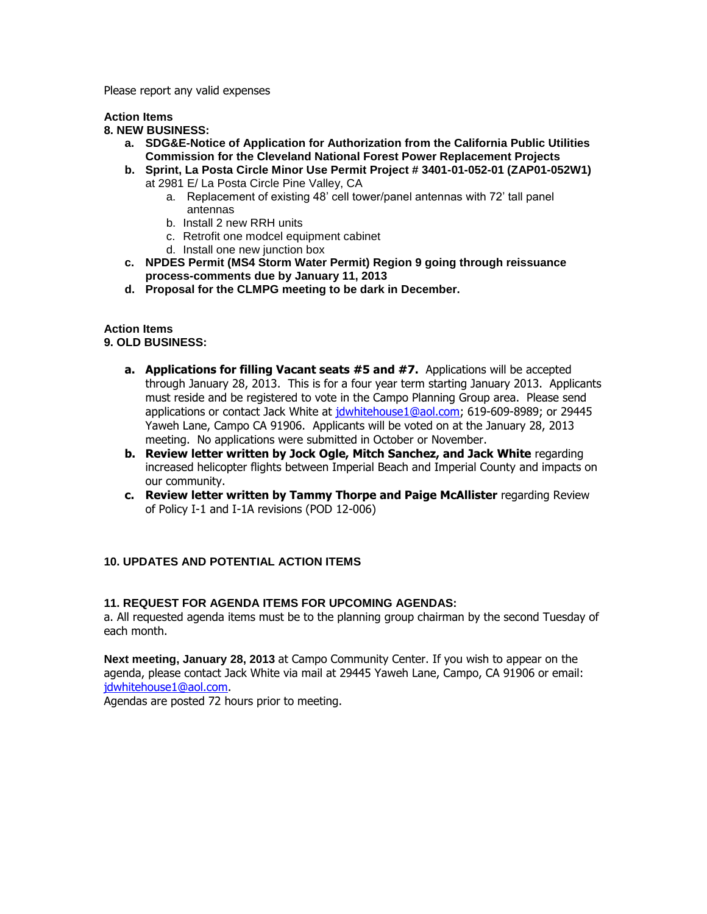Please report any valid expenses

**Action Items**

**8. NEW BUSINESS:**

- **a. SDG&E-Notice of Application for Authorization from the California Public Utilities Commission for the Cleveland National Forest Power Replacement Projects**
- **b. Sprint, La Posta Circle Minor Use Permit Project # 3401-01-052-01 (ZAP01-052W1)** at 2981 E/ La Posta Circle Pine Valley, CA
  - a. Replacement of existing 48' cell tower/panel antennas with 72' tall panel antennas
  - b. Install 2 new RRH units
  - c. Retrofit one modcel equipment cabinet
  - d. Install one new junction box
- **c. NPDES Permit (MS4 Storm Water Permit) Region 9 going through reissuance process-comments due by January 11, 2013**
- **d. Proposal for the CLMPG meeting to be dark in December.**

**Action Items**

**9. OLD BUSINESS:**

- **a. Applications for filling Vacant seats #5 and #7.** Applications will be accepted through January 28, 2013. This is for a four year term starting January 2013. Applicants must reside and be registered to vote in the Campo Planning Group area. Please send applications or contact Jack White at jdwhitehouse1@aol.com; 619-609-8989; or 29445 Yaweh Lane, Campo CA 91906. Applicants will be voted on at the January 28, 2013 meeting. No applications were submitted in October or November.
- **b. Review letter written by Jock Ogle, Mitch Sanchez, and Jack White** regarding increased helicopter flights between Imperial Beach and Imperial County and impacts on our community.
- **c. Review letter written by Tammy Thorpe and Paige McAllister** regarding Review of Policy I-1 and I-1A revisions (POD 12-006)

**10. UPDATES AND POTENTIAL ACTION ITEMS**

**11. REQUEST FOR AGENDA ITEMS FOR UPCOMING AGENDAS:**

a. All requested agenda items must be to the planning group chairman by the second Tuesday of each month.

**Next meeting, January 28, 2013** at Campo Community Center. If you wish to appear on the agenda, please contact Jack White via mail at 29445 Yaweh Lane, Campo, CA 91906 or email: jdwhitehouse1@aol.com.

Agendas are posted 72 hours prior to meeting.